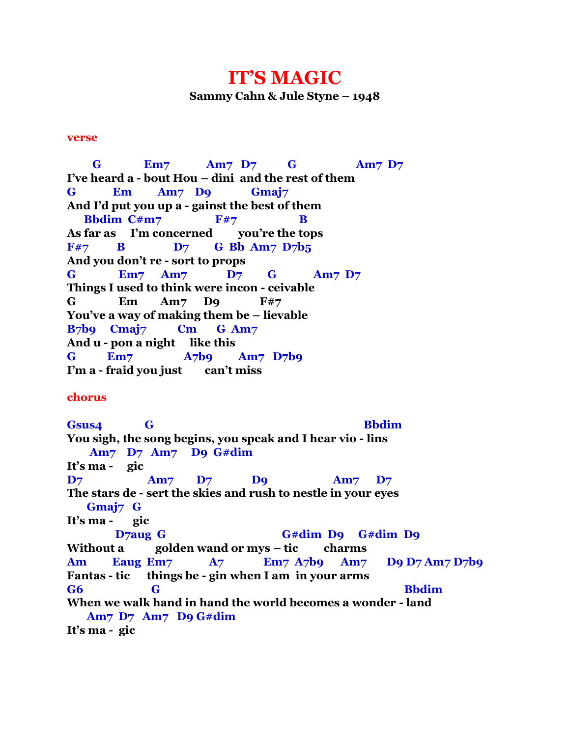# IT'S MAGIC

**Sammy Cahn & Jule Styne – 1948**

**verse**

```
       G            Em7          Am7   D7        G                Am7  D7
I've heard a - bout Hou – dini  and the rest of them
G          Em       Am7   D9          Gmaj7
And I'd put you up a - gainst the best of them
    Bbdim  C#m7              F#7               B
As far as    I'm concerned       you're the tops
F#7        B             D7       G  Bb  Am7  D7b5
And you don't re - sort to props
G           Em7     Am7          D7       G          Am7  D7
Things I used to think were incon - ceivable
G            Em       Am7     D9           F#7
You've a way of making them be – lievable
B7b9    Cmaj7        Cm      G  Am7
And u - pon a night    like this
G         Em7              A7b9       Am7   D7b9
I'm a - fraid you just       can't miss
```

**chorus**

```
Gsus4           G                                              Bbdim
You sigh, the song begins, you speak and I hear vio - lins
      Am7   D7   Am7    D9  G#dim
It's ma -     gic
D7                 Am7       D7          D9                Am7     D7
The stars de - sert the skies and rush to nestle in your eyes
     Gmaj7   G
It's ma -      gic
           D7aug  G                          G#dim  D9    G#dim  D9
Without a         golden wand or mys – tic        charms
Am        Eaug  Em7          A7          Em7  A7b9     Am7      D9 D7 Am7 D7b9
Fantas - tic     things be - gin when I am  in your arms
G6              G                                                     Bbdim
When we walk hand in hand the world becomes a wonder - land
     Am7  D7   Am7   D9 G#dim
It's ma -  gic
```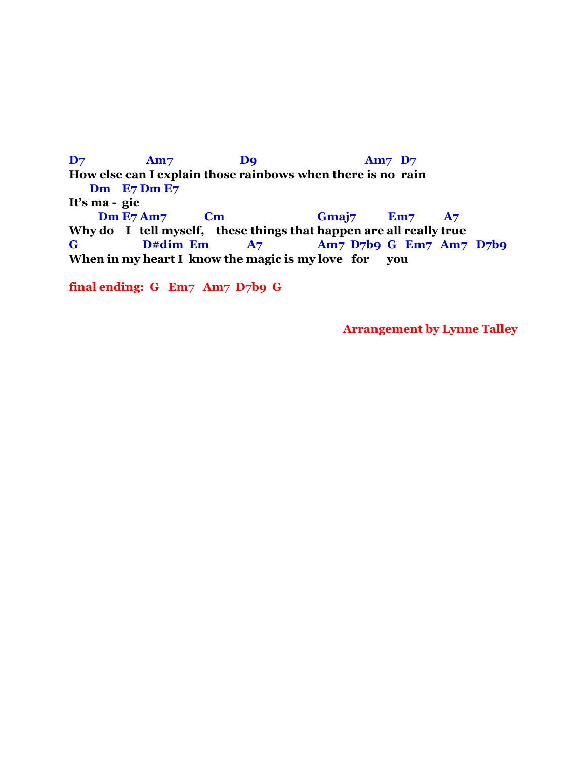```
D7                Am7                D9                          Am7   D7
How else can I explain those rainbows when there is no  rain
     Dm    E7 Dm E7
It's ma -  gic
       Dm E7 Am7          Cm                        Gmaj7         Em7        A7
Why do    I   tell myself,    these things that happen are all really true
G                 D#dim  Em           A7                Am7  D7b9  G   Em7   Am7   D7b9
When in my heart I  know the magic is my love   for      you
```

**final ending: G   Em7   Am7  D7b9  G**

**Arrangement by Lynne Talley**